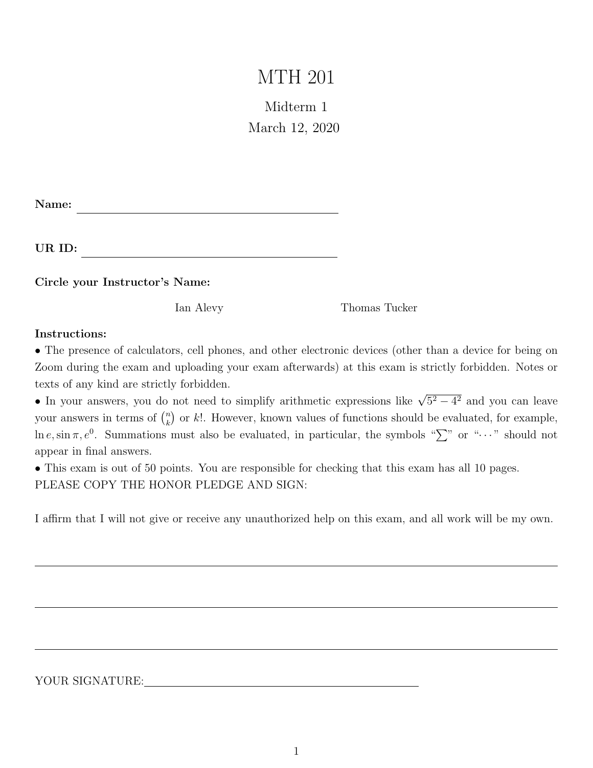# MTH 201

## Midterm 1

March 12, 2020

**Name:** ______________________________

**UR ID:** ______________________________

**Circle your Instructor's Name:**

Ian Alevy        Thomas Tucker

**Instructions:**

• The presence of calculators, cell phones, and other electronic devices (other than a device for being on Zoom during the exam and uploading your exam afterwards) at this exam is strictly forbidden. Notes or texts of any kind are strictly forbidden.

• In your answers, you do not need to simplify arithmetic expressions like $\sqrt{5^2 - 4^2}$ and you can leave your answers in terms of $\binom{n}{k}$ or $k!$. However, known values of functions should be evaluated, for example, $\ln e, \sin \pi, e^0$. Summations must also be evaluated, in particular, the symbols "$\sum$" or "$\cdots$" should not appear in final answers.

• This exam is out of 50 points. You are responsible for checking that this exam has all 10 pages.

PLEASE COPY THE HONOR PLEDGE AND SIGN:

I affirm that I will not give or receive any unauthorized help on this exam, and all work will be my own.

______________________________

______________________________

______________________________

YOUR SIGNATURE: ______________________________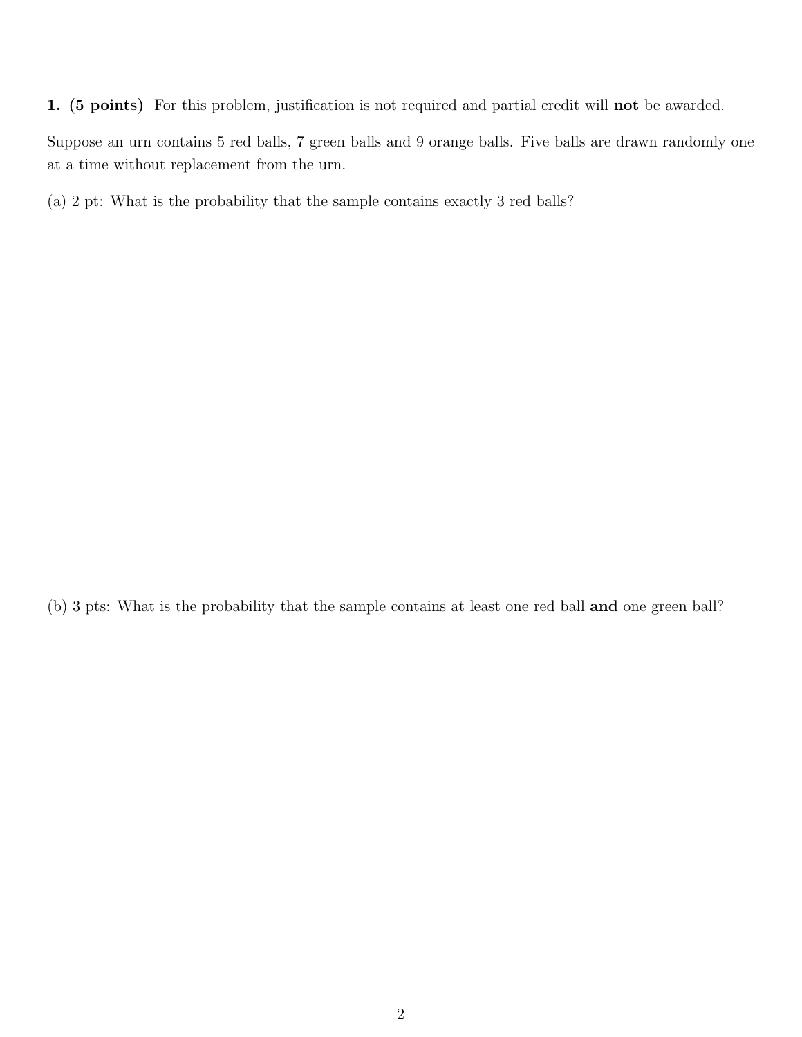**1. (5 points)** For this problem, justification is not required and partial credit will **not** be awarded.

Suppose an urn contains 5 red balls, 7 green balls and 9 orange balls. Five balls are drawn randomly one at a time without replacement from the urn.

(a) 2 pt: What is the probability that the sample contains exactly 3 red balls?

(b) 3 pts: What is the probability that the sample contains at least one red ball **and** one green ball?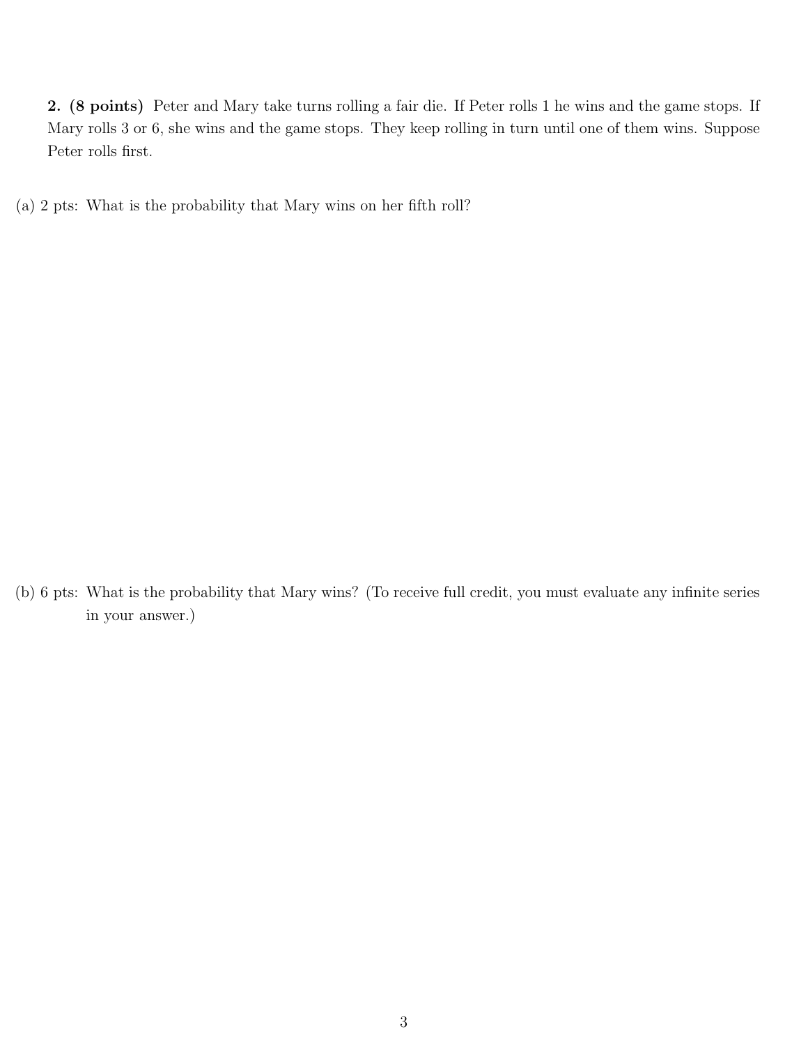**2. (8 points)** Peter and Mary take turns rolling a fair die. If Peter rolls 1 he wins and the game stops. If Mary rolls 3 or 6, she wins and the game stops. They keep rolling in turn until one of them wins. Suppose Peter rolls first.

(a) 2 pts: What is the probability that Mary wins on her fifth roll?

(b) 6 pts: What is the probability that Mary wins? (To receive full credit, you must evaluate any infinite series in your answer.)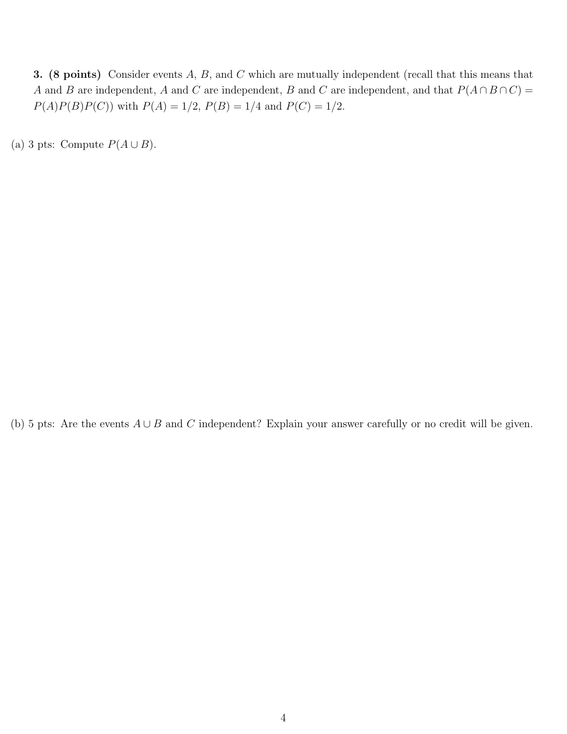**3. (8 points)** Consider events $A$, $B$, and $C$ which are mutually independent (recall that this means that $A$ and $B$ are independent, $A$ and $C$ are independent, $B$ and $C$ are independent, and that $P(A \cap B \cap C) = P(A)P(B)P(C)$) with $P(A) = 1/2$, $P(B) = 1/4$ and $P(C) = 1/2$.

(a) 3 pts: Compute $P(A \cup B)$.

(b) 5 pts: Are the events $A \cup B$ and $C$ independent? Explain your answer carefully or no credit will be given.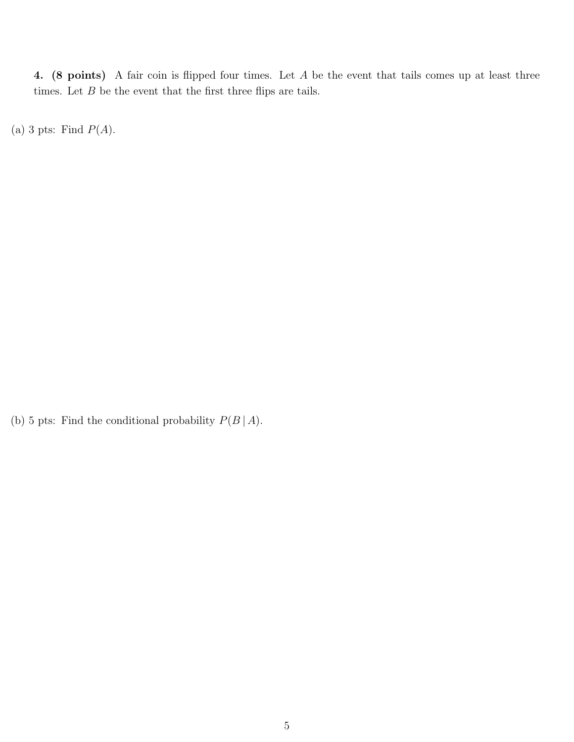**4. (8 points)** A fair coin is flipped four times. Let $A$ be the event that tails comes up at least three times. Let $B$ be the event that the first three flips are tails.

(a) 3 pts: Find $P(A)$.

(b) 5 pts: Find the conditional probability $P(B \mid A)$.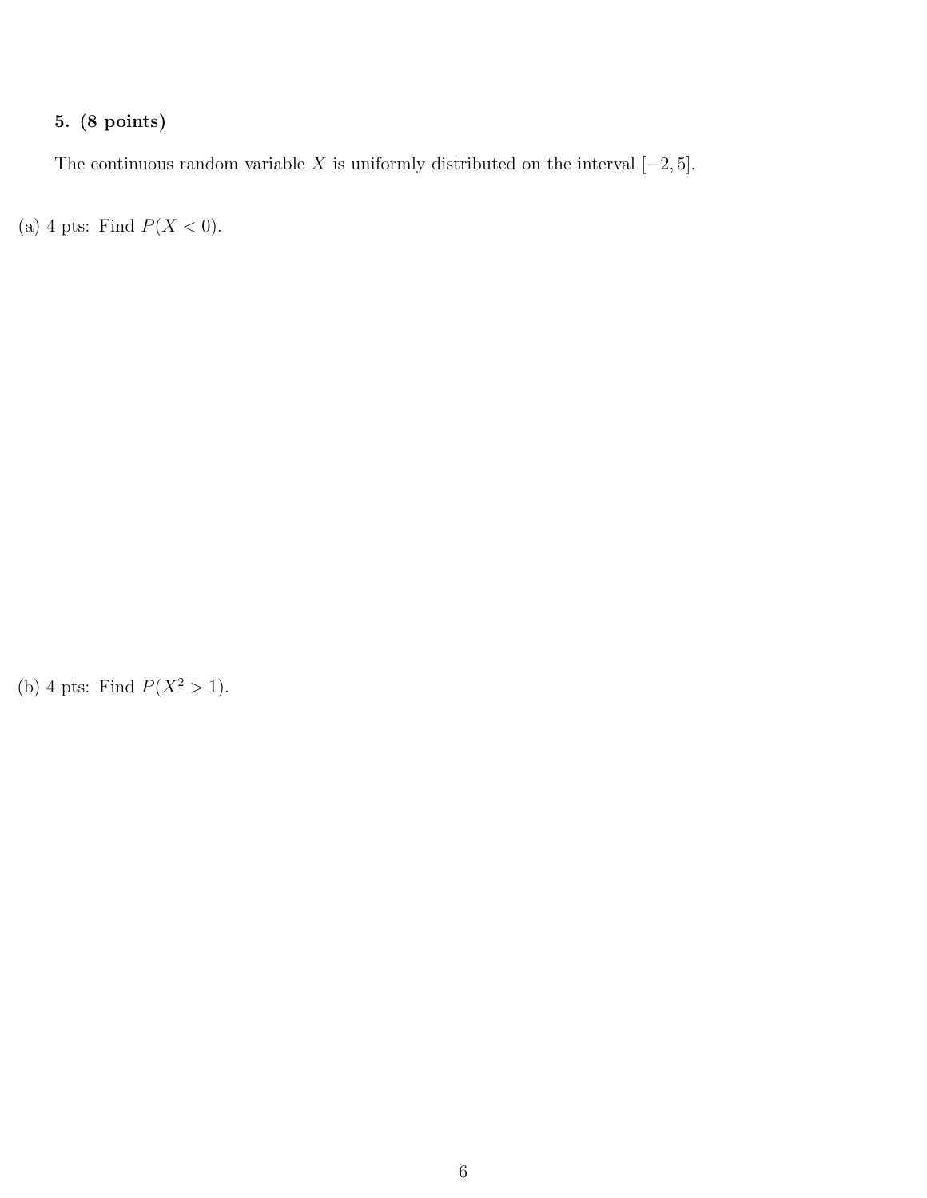**5. (8 points)**

The continuous random variable $X$ is uniformly distributed on the interval $[-2, 5]$.

(a) 4 pts: Find $P(X < 0)$.

(b) 4 pts: Find $P(X^2 > 1)$.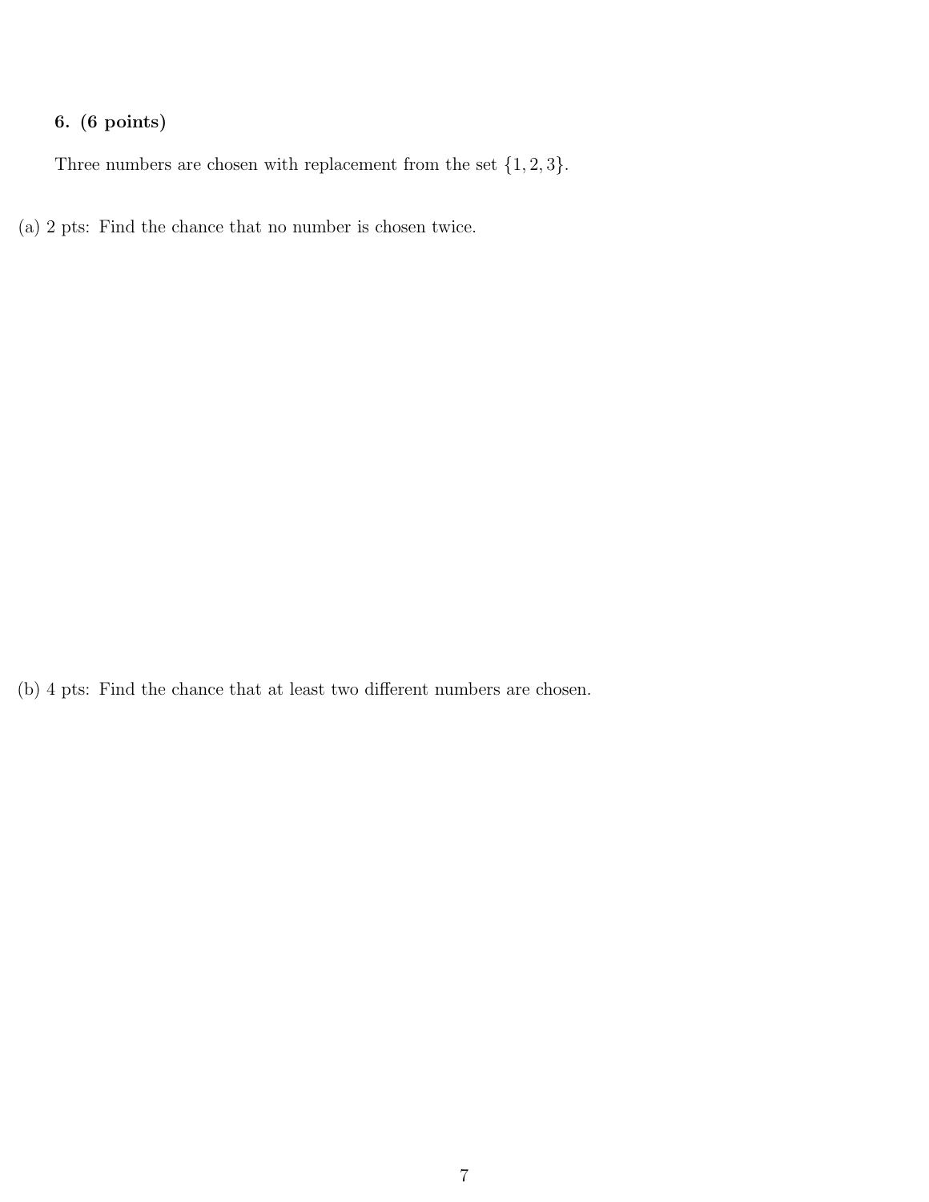**6. (6 points)**

Three numbers are chosen with replacement from the set $\{1, 2, 3\}$.

(a) 2 pts: Find the chance that no number is chosen twice.

(b) 4 pts: Find the chance that at least two different numbers are chosen.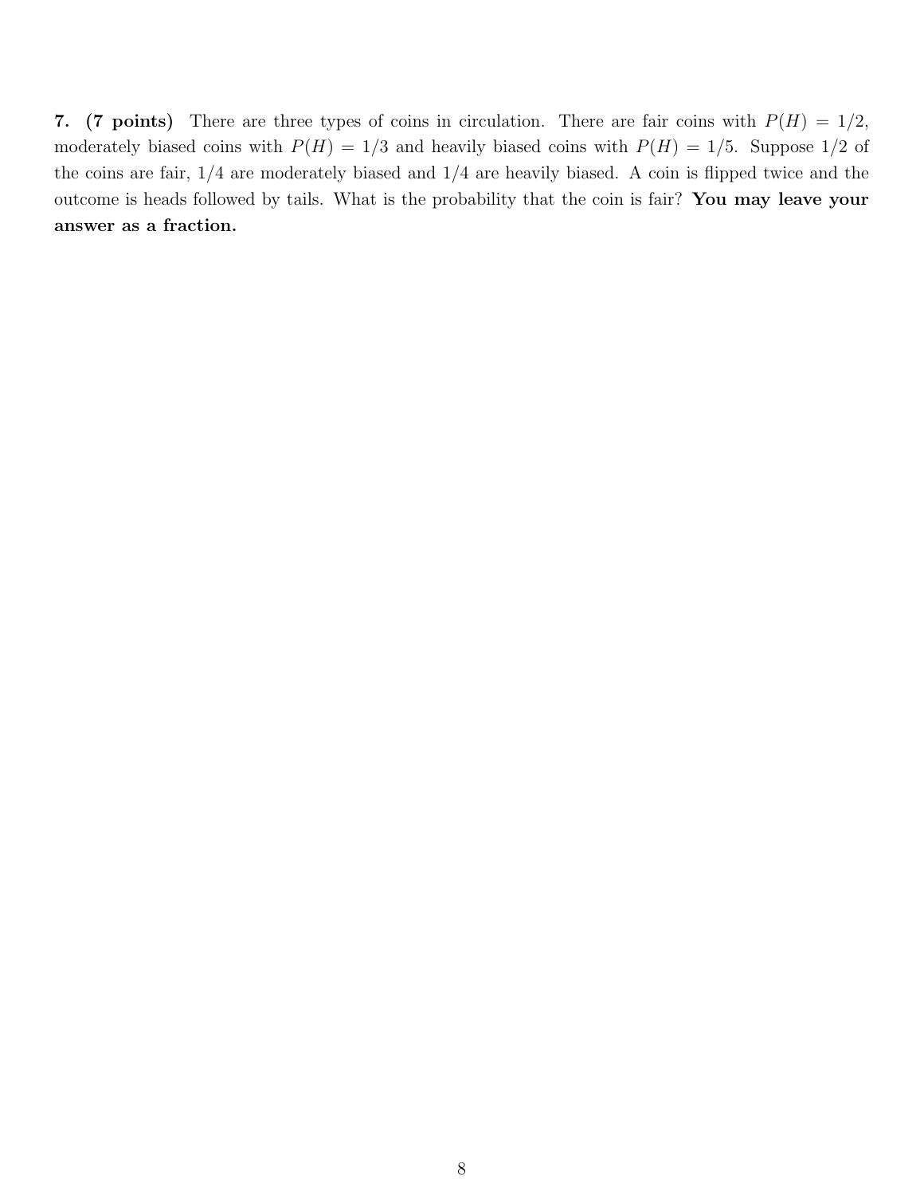**7. (7 points)** There are three types of coins in circulation. There are fair coins with $P(H) = 1/2$, moderately biased coins with $P(H) = 1/3$ and heavily biased coins with $P(H) = 1/5$. Suppose $1/2$ of the coins are fair, $1/4$ are moderately biased and $1/4$ are heavily biased. A coin is flipped twice and the outcome is heads followed by tails. What is the probability that the coin is fair? **You may leave your answer as a fraction.**